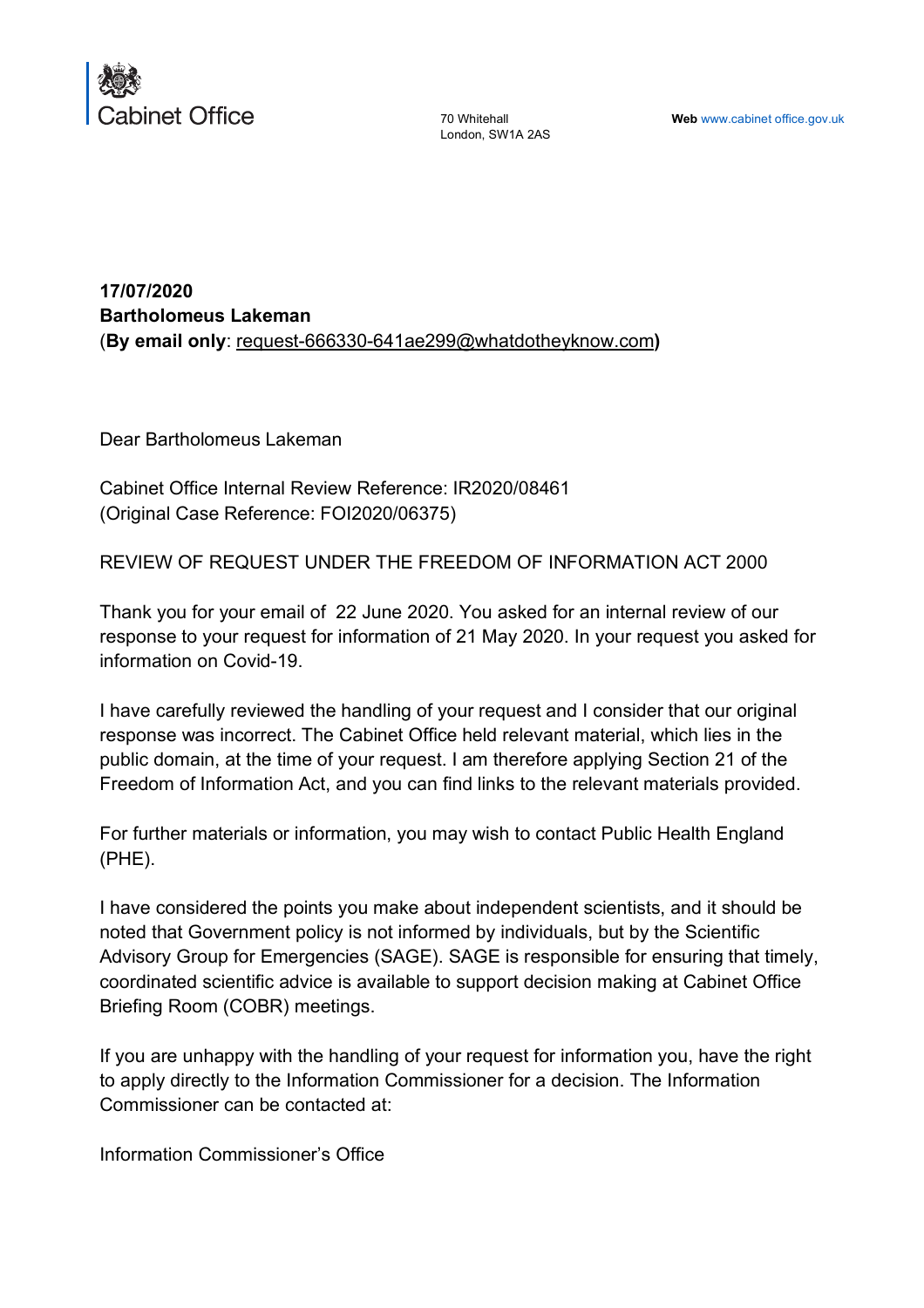Cabinet Office

70 Whitehall
London, SW1A 2AS

**Web** www.cabinet office.gov.uk

**17/07/2020**
**Bartholomeus Lakeman**
(**By email only**: request-666330-641ae299@whatdotheyknow.com**)**

Dear Bartholomeus Lakeman

Cabinet Office Internal Review Reference: IR2020/08461
(Original Case Reference: FOI2020/06375)

REVIEW OF REQUEST UNDER THE FREEDOM OF INFORMATION ACT 2000

Thank you for your email of 22 June 2020. You asked for an internal review of our response to your request for information of 21 May 2020. In your request you asked for information on Covid-19.

I have carefully reviewed the handling of your request and I consider that our original response was incorrect. The Cabinet Office held relevant material, which lies in the public domain, at the time of your request. I am therefore applying Section 21 of the Freedom of Information Act, and you can find links to the relevant materials provided.

For further materials or information, you may wish to contact Public Health England (PHE).

I have considered the points you make about independent scientists, and it should be noted that Government policy is not informed by individuals, but by the Scientific Advisory Group for Emergencies (SAGE). SAGE is responsible for ensuring that timely, coordinated scientific advice is available to support decision making at Cabinet Office Briefing Room (COBR) meetings.

If you are unhappy with the handling of your request for information you, have the right to apply directly to the Information Commissioner for a decision. The Information Commissioner can be contacted at:

Information Commissioner's Office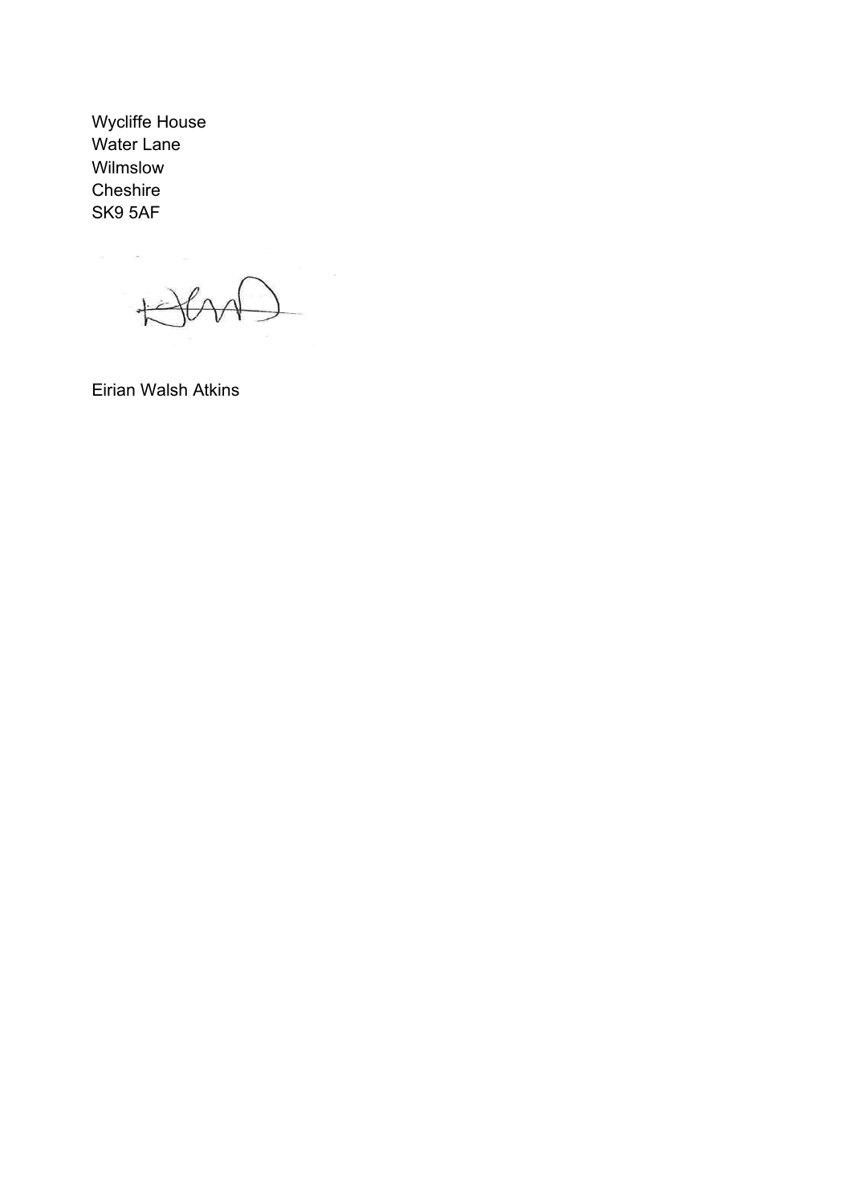Wycliffe House
Water Lane
Wilmslow
Cheshire
SK9 5AF

Eirian Walsh Atkins